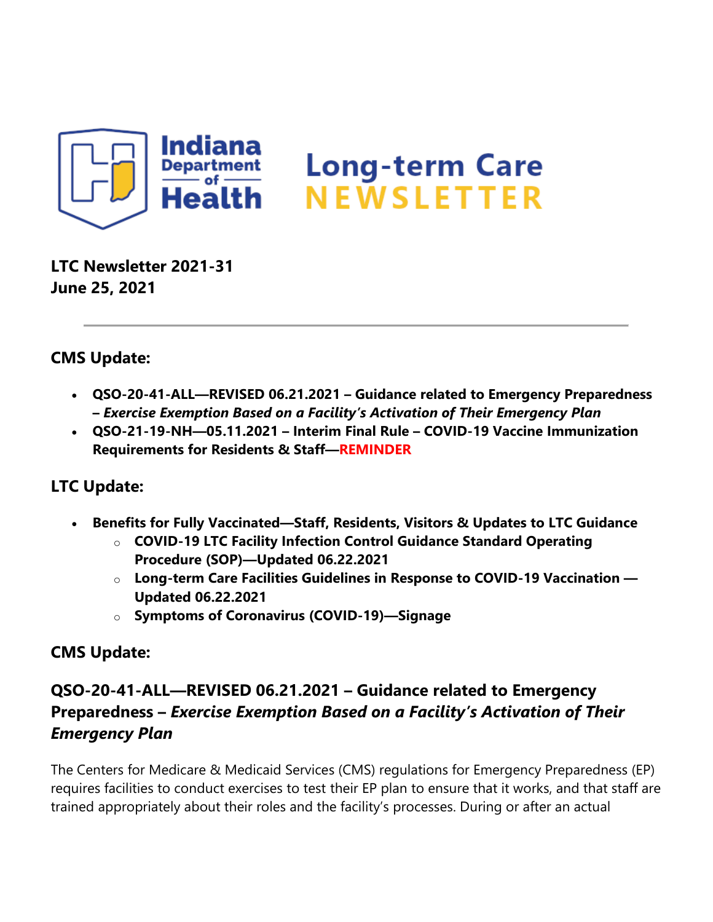# Indiana Department of Health — Long-term Care NEWSLETTER

**LTC Newsletter 2021-31**
**June 25, 2021**

---

## CMS Update:

- **QSO-20-41-ALL—REVISED 06.21.2021 – Guidance related to Emergency Preparedness – *Exercise Exemption Based on a Facility's Activation of Their Emergency Plan***
- **QSO-21-19-NH—05.11.2021 – Interim Final Rule – COVID-19 Vaccine Immunization Requirements for Residents & Staff—REMINDER**

## LTC Update:

- **Benefits for Fully Vaccinated—Staff, Residents, Visitors & Updates to LTC Guidance**
  - **COVID-19 LTC Facility Infection Control Guidance Standard Operating Procedure (SOP)—Updated 06.22.2021**
  - **Long-term Care Facilities Guidelines in Response to COVID-19 Vaccination — Updated 06.22.2021**
  - **Symptoms of Coronavirus (COVID-19)—Signage**

## CMS Update:

## QSO-20-41-ALL—REVISED 06.21.2021 – Guidance related to Emergency Preparedness – *Exercise Exemption Based on a Facility's Activation of Their Emergency Plan*

The Centers for Medicare & Medicaid Services (CMS) regulations for Emergency Preparedness (EP) requires facilities to conduct exercises to test their EP plan to ensure that it works, and that staff are trained appropriately about their roles and the facility's processes. During or after an actual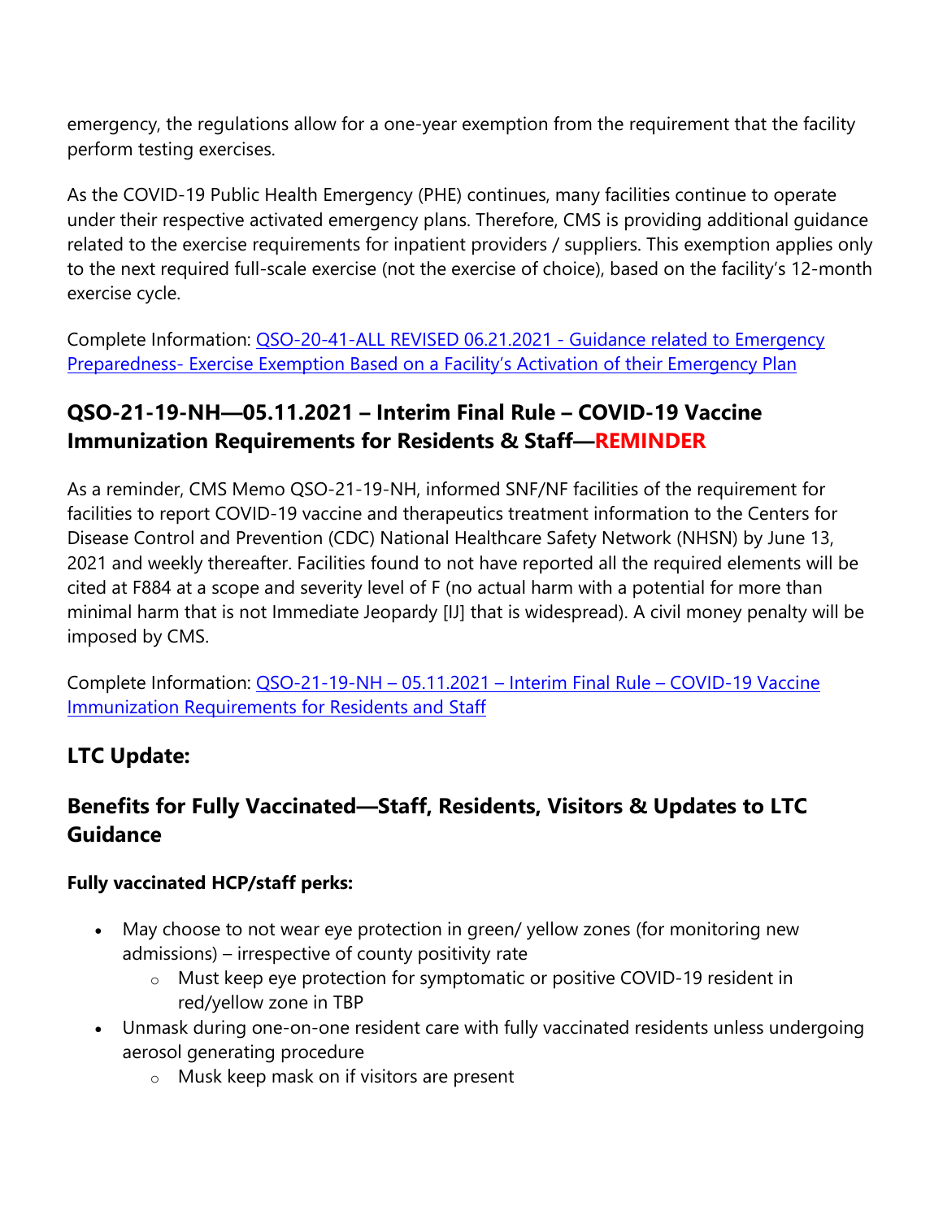emergency, the regulations allow for a one-year exemption from the requirement that the facility perform testing exercises.

As the COVID-19 Public Health Emergency (PHE) continues, many facilities continue to operate under their respective activated emergency plans. Therefore, CMS is providing additional guidance related to the exercise requirements for inpatient providers / suppliers. This exemption applies only to the next required full-scale exercise (not the exercise of choice), based on the facility's 12-month exercise cycle.

Complete Information: [QSO-20-41-ALL REVISED 06.21.2021 - Guidance related to Emergency Preparedness- Exercise Exemption Based on a Facility's Activation of their Emergency Plan]()

## QSO-21-19-NH—05.11.2021 – Interim Final Rule – COVID-19 Vaccine Immunization Requirements for Residents & Staff—REMINDER

As a reminder, CMS Memo QSO-21-19-NH, informed SNF/NF facilities of the requirement for facilities to report COVID-19 vaccine and therapeutics treatment information to the Centers for Disease Control and Prevention (CDC) National Healthcare Safety Network (NHSN) by June 13, 2021 and weekly thereafter. Facilities found to not have reported all the required elements will be cited at F884 at a scope and severity level of F (no actual harm with a potential for more than minimal harm that is not Immediate Jeopardy [IJ] that is widespread). A civil money penalty will be imposed by CMS.

Complete Information: [QSO-21-19-NH – 05.11.2021 – Interim Final Rule – COVID-19 Vaccine Immunization Requirements for Residents and Staff]()

## LTC Update:

## Benefits for Fully Vaccinated—Staff, Residents, Visitors & Updates to LTC Guidance

**Fully vaccinated HCP/staff perks:**

- May choose to not wear eye protection in green/ yellow zones (for monitoring new admissions) – irrespective of county positivity rate
  - Must keep eye protection for symptomatic or positive COVID-19 resident in red/yellow zone in TBP
- Unmask during one-on-one resident care with fully vaccinated residents unless undergoing aerosol generating procedure
  - Musk keep mask on if visitors are present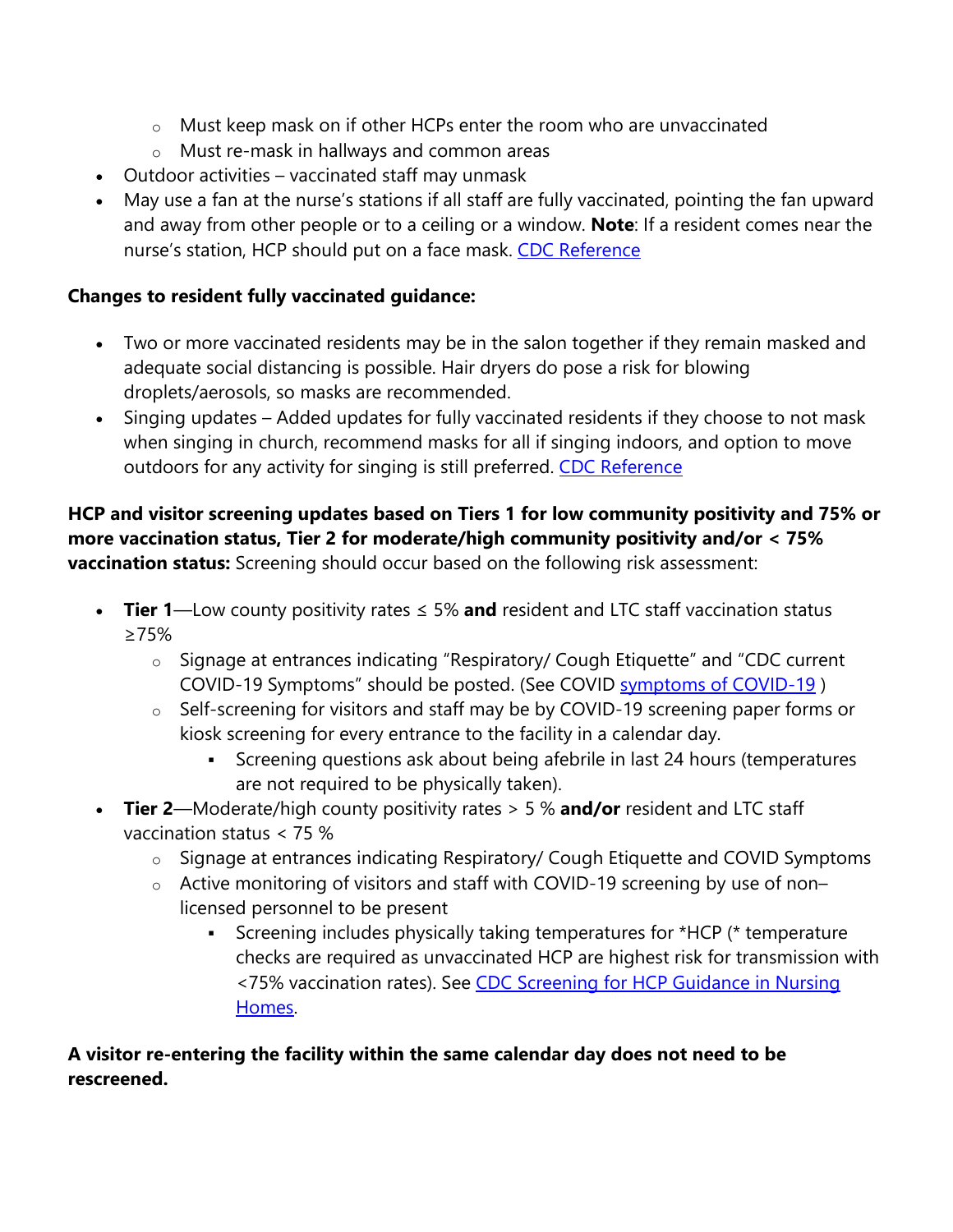- Must keep mask on if other HCPs enter the room who are unvaccinated
  - Must re-mask in hallways and common areas
- Outdoor activities – vaccinated staff may unmask
- May use a fan at the nurse's stations if all staff are fully vaccinated, pointing the fan upward and away from other people or to a ceiling or a window. **Note**: If a resident comes near the nurse's station, HCP should put on a face mask. [CDC Reference]

**Changes to resident fully vaccinated guidance:**

- Two or more vaccinated residents may be in the salon together if they remain masked and adequate social distancing is possible. Hair dryers do pose a risk for blowing droplets/aerosols, so masks are recommended.
- Singing updates – Added updates for fully vaccinated residents if they choose to not mask when singing in church, recommend masks for all if singing indoors, and option to move outdoors for any activity for singing is still preferred. [CDC Reference]

**HCP and visitor screening updates based on Tiers 1 for low community positivity and 75% or more vaccination status, Tier 2 for moderate/high community positivity and/or < 75% vaccination status:** Screening should occur based on the following risk assessment:

- **Tier 1**—Low county positivity rates ≤ 5% **and** resident and LTC staff vaccination status ≥75%
  - Signage at entrances indicating "Respiratory/ Cough Etiquette" and "CDC current COVID-19 Symptoms" should be posted. (See COVID [symptoms of COVID-19] )
  - Self-screening for visitors and staff may be by COVID-19 screening paper forms or kiosk screening for every entrance to the facility in a calendar day.
    - Screening questions ask about being afebrile in last 24 hours (temperatures are not required to be physically taken).
- **Tier 2**—Moderate/high county positivity rates > 5 % **and/or** resident and LTC staff vaccination status < 75 %
  - Signage at entrances indicating Respiratory/ Cough Etiquette and COVID Symptoms
  - Active monitoring of visitors and staff with COVID-19 screening by use of non–licensed personnel to be present
    - Screening includes physically taking temperatures for *HCP (* temperature checks are required as unvaccinated HCP are highest risk for transmission with <75% vaccination rates). See [CDC Screening for HCP Guidance in Nursing Homes].

**A visitor re-entering the facility within the same calendar day does not need to be rescreened.**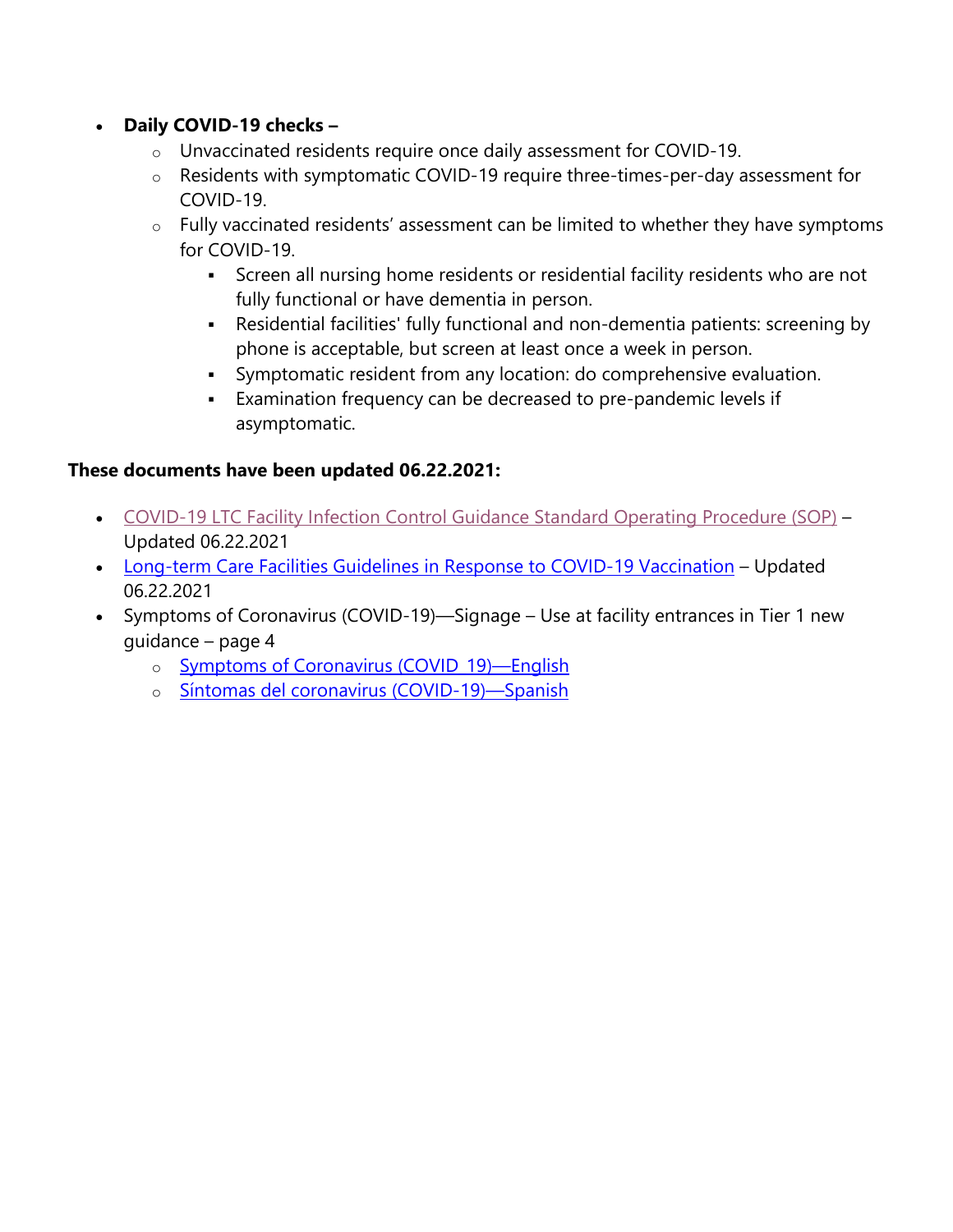- **Daily COVID-19 checks –**
  - Unvaccinated residents require once daily assessment for COVID-19.
  - Residents with symptomatic COVID-19 require three-times-per-day assessment for COVID-19.
  - Fully vaccinated residents' assessment can be limited to whether they have symptoms for COVID-19.
    - Screen all nursing home residents or residential facility residents who are not fully functional or have dementia in person.
    - Residential facilities' fully functional and non-dementia patients: screening by phone is acceptable, but screen at least once a week in person.
    - Symptomatic resident from any location: do comprehensive evaluation.
    - Examination frequency can be decreased to pre-pandemic levels if asymptomatic.

**These documents have been updated 06.22.2021:**

- COVID-19 LTC Facility Infection Control Guidance Standard Operating Procedure (SOP) – Updated 06.22.2021
- Long-term Care Facilities Guidelines in Response to COVID-19 Vaccination – Updated 06.22.2021
- Symptoms of Coronavirus (COVID-19)—Signage – Use at facility entrances in Tier 1 new guidance – page 4
  - Symptoms of Coronavirus (COVID 19)—English
  - Síntomas del coronavirus (COVID-19)—Spanish